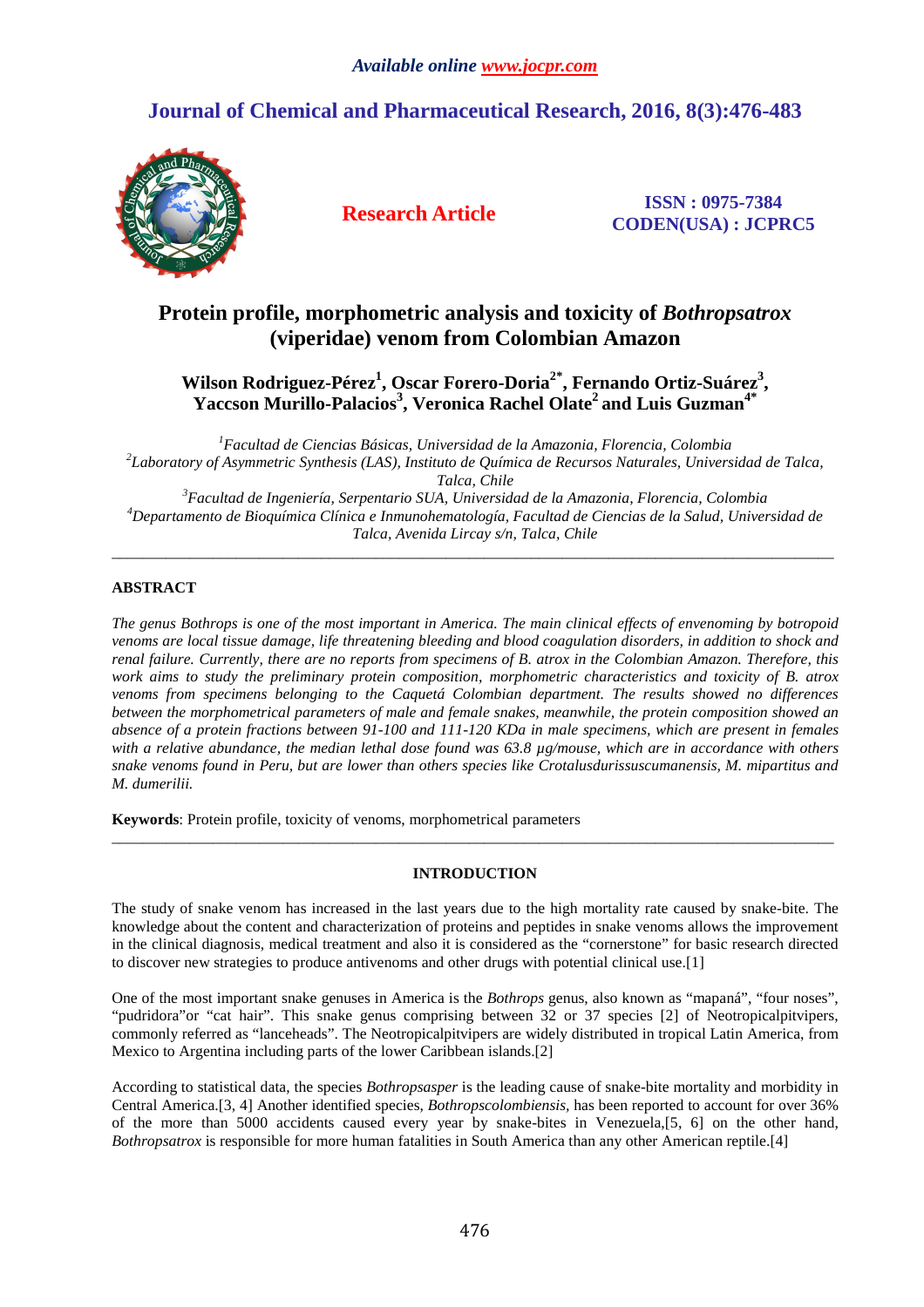# Protein profile, morphometric analysis and toxicity of *Bothropsatrox* (viperidae) venom from Colombian Amazon

**Wilson Rodriguez-Pérez[1], Oscar Forero-Doria[2*], Fernando Ortiz-Suárez[3], Yaccson Murillo-Palacios[3], Veronica Rachel Olate[2] and Luis Guzman[4*]**

*[1]Facultad de Ciencias Básicas, Universidad de la Amazonia, Florencia, Colombia*
*[2]Laboratory of Asymmetric Synthesis (LAS), Instituto de Química de Recursos Naturales, Universidad de Talca, Talca, Chile*
*[3]Facultad de Ingeniería, Serpentario SUA, Universidad de la Amazonia, Florencia, Colombia*
*[4]Departamento de Bioquímica Clínica e Inmunohematología, Facultad de Ciencias de la Salud, Universidad de Talca, Avenida Lircay s/n, Talca, Chile*

---

## ABSTRACT

*The genus Bothrops is one of the most important in America. The main clinical effects of envenoming by botropoid venoms are local tissue damage, life threatening bleeding and blood coagulation disorders, in addition to shock and renal failure. Currently, there are no reports from specimens of B. atrox in the Colombian Amazon. Therefore, this work aims to study the preliminary protein composition, morphometric characteristics and toxicity of B. atrox venoms from specimens belonging to the Caquetá Colombian department. The results showed no differences between the morphometrical parameters of male and female snakes, meanwhile, the protein composition showed an absence of a protein fractions between 91-100 and 111-120 KDa in male specimens, which are present in females with a relative abundance, the median lethal dose found was 63.8 µg/mouse, which are in accordance with others snake venoms found in Peru, but are lower than others species like Crotalusdurissuscumanensis, M. mipartitus and M. dumerilii.*

**Keywords**: Protein profile, toxicity of venoms, morphometrical parameters

---

## INTRODUCTION

The study of snake venom has increased in the last years due to the high mortality rate caused by snake-bite. The knowledge about the content and characterization of proteins and peptides in snake venoms allows the improvement in the clinical diagnosis, medical treatment and also it is considered as the "cornerstone" for basic research directed to discover new strategies to produce antivenoms and other drugs with potential clinical use.[1]

One of the most important snake genuses in America is the *Bothrops* genus, also known as "mapaná", "four noses", "pudridora"or "cat hair". This snake genus comprising between 32 or 37 species [2] of Neotropicalpitvipers, commonly referred as "lanceheads". The Neotropicalpitvipers are widely distributed in tropical Latin America, from Mexico to Argentina including parts of the lower Caribbean islands.[2]

According to statistical data, the species *Bothropsasper* is the leading cause of snake-bite mortality and morbidity in Central America.[3, 4] Another identified species, *Bothropscolombiensis*, has been reported to account for over 36% of the more than 5000 accidents caused every year by snake-bites in Venezuela,[5, 6] on the other hand, *Bothropsatrox* is responsible for more human fatalities in South America than any other American reptile.[4]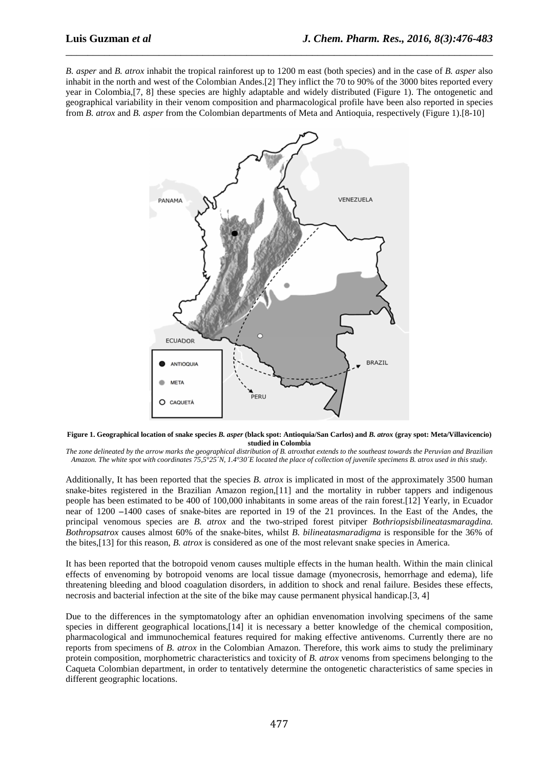*B. asper* and *B. atrox* inhabit the tropical rainforest up to 1200 m east (both species) and in the case of *B. asper* also inhabit in the north and west of the Colombian Andes.[2] They inflict the 70 to 90% of the 3000 bites reported every year in Colombia,[7, 8] these species are highly adaptable and widely distributed (Figure 1). The ontogenetic and geographical variability in their venom composition and pharmacological profile have been also reported in species from *B. atrox* and *B. asper* from the Colombian departments of Meta and Antioquia, respectively (Figure 1).[8-10]

**Figure 1. Geographical location of snake species *B. asper* (black spot: Antioquia/San Carlos) and *B. atrox* (gray spot: Meta/Villavicencio) studied in Colombia**

*The zone delineated by the arrow marks the geographical distribution of B. atroxthat extends to the southeast towards the Peruvian and Brazilian Amazon. The white spot with coordinates 75,5°25´N, 1.4°30´E located the place of collection of juvenile specimens B. atrox used in this study.*

Additionally, It has been reported that the species *B. atrox* is implicated in most of the approximately 3500 human snake-bites registered in the Brazilian Amazon region,[11] and the mortality in rubber tappers and indigenous people has been estimated to be 400 of 100,000 inhabitants in some areas of the rain forest.[12] Yearly, in Ecuador near of 1200 –1400 cases of snake-bites are reported in 19 of the 21 provinces. In the East of the Andes, the principal venomous species are *B. atrox* and the two-striped forest pitviper *Bothriopsisbilineatasmaragdina. Bothropsatrox* causes almost 60% of the snake-bites, whilst *B. bilineatasmaradigma* is responsible for the 36% of the bites,[13] for this reason, *B. atrox* is considered as one of the most relevant snake species in America.

It has been reported that the botropoid venom causes multiple effects in the human health. Within the main clinical effects of envenoming by botropoid venoms are local tissue damage (myonecrosis, hemorrhage and edema), life threatening bleeding and blood coagulation disorders, in addition to shock and renal failure. Besides these effects, necrosis and bacterial infection at the site of the bike may cause permanent physical handicap.[3, 4]

Due to the differences in the symptomatology after an ophidian envenomation involving specimens of the same species in different geographical locations,[14] it is necessary a better knowledge of the chemical composition, pharmacological and immunochemical features required for making effective antivenoms. Currently there are no reports from specimens of *B. atrox* in the Colombian Amazon. Therefore, this work aims to study the preliminary protein composition, morphometric characteristics and toxicity of *B. atrox* venoms from specimens belonging to the Caqueta Colombian department, in order to tentatively determine the ontogenetic characteristics of same species in different geographic locations.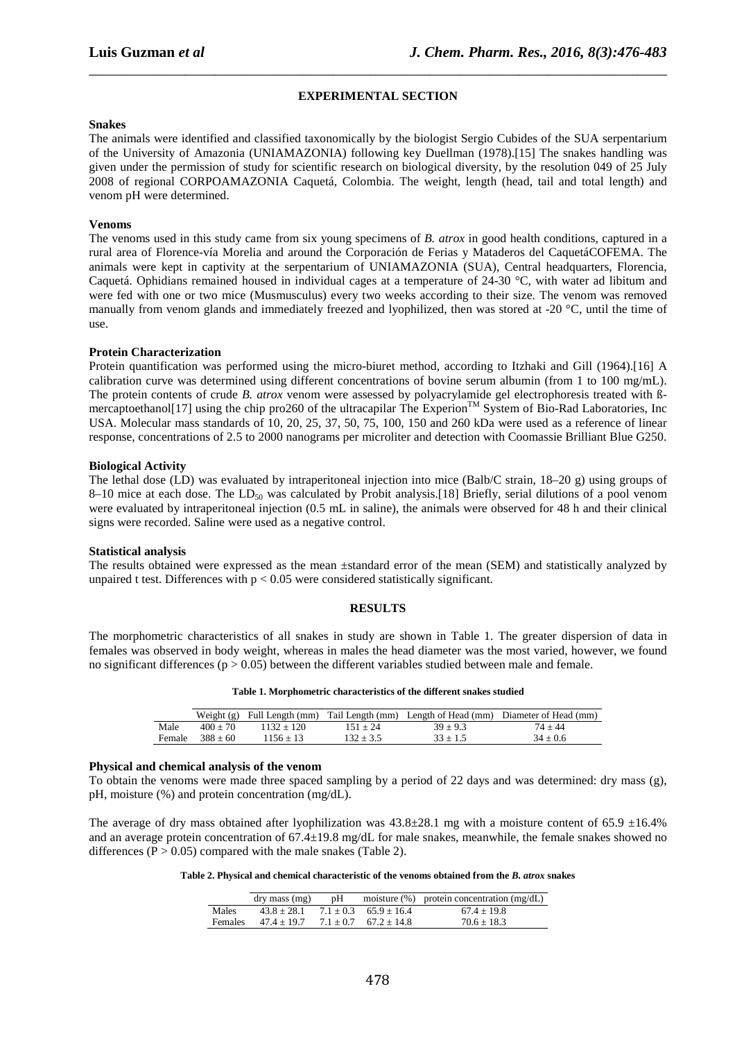## EXPERIMENTAL SECTION

### Snakes

The animals were identified and classified taxonomically by the biologist Sergio Cubides of the SUA serpentarium of the University of Amazonia (UNIAMAZONIA) following key Duellman (1978).[15] The snakes handling was given under the permission of study for scientific research on biological diversity, by the resolution 049 of 25 July 2008 of regional CORPOAMAZONIA Caquetá, Colombia. The weight, length (head, tail and total length) and venom pH were determined.

### Venoms

The venoms used in this study came from six young specimens of *B. atrox* in good health conditions, captured in a rural area of Florence-vía Morelia and around the Corporación de Ferias y Mataderos del CaquetáCOFEMA. The animals were kept in captivity at the serpentarium of UNIAMAZONIA (SUA), Central headquarters, Florencia, Caquetá. Ophidians remained housed in individual cages at a temperature of 24-30 °C, with water ad libitum and were fed with one or two mice (Musmusculus) every two weeks according to their size. The venom was removed manually from venom glands and immediately freezed and lyophilized, then was stored at -20 °C, until the time of use.

### Protein Characterization

Protein quantification was performed using the micro-biuret method, according to Itzhaki and Gill (1964).[16] A calibration curve was determined using different concentrations of bovine serum albumin (from 1 to 100 mg/mL). The protein contents of crude *B. atrox* venom were assessed by polyacrylamide gel electrophoresis treated with ß-mercaptoethanol[17] using the chip pro260 of the ultracapilar The Experion™ System of Bio-Rad Laboratories, Inc USA. Molecular mass standards of 10, 20, 25, 37, 50, 75, 100, 150 and 260 kDa were used as a reference of linear response, concentrations of 2.5 to 2000 nanograms per microliter and detection with Coomassie Brilliant Blue G250.

### Biological Activity

The lethal dose (LD) was evaluated by intraperitoneal injection into mice (Balb/C strain, 18–20 g) using groups of 8–10 mice at each dose. The $LD_{50}$ was calculated by Probit analysis.[18] Briefly, serial dilutions of a pool venom were evaluated by intraperitoneal injection (0.5 mL in saline), the animals were observed for 48 h and their clinical signs were recorded. Saline were used as a negative control.

### Statistical analysis

The results obtained were expressed as the mean ±standard error of the mean (SEM) and statistically analyzed by unpaired t test. Differences with $p < 0.05$ were considered statistically significant.

## RESULTS

The morphometric characteristics of all snakes in study are shown in Table 1. The greater dispersion of data in females was observed in body weight, whereas in males the head diameter was the most varied, however, we found no significant differences ($p > 0.05$) between the different variables studied between male and female.

**Table 1. Morphometric characteristics of the different snakes studied**

| | Weight (g) | Full Length (mm) | Tail Length (mm) | Length of Head (mm) | Diameter of Head (mm) |
|---|---|---|---|---|---|
| Male | 400 ± 70 | 1132 ± 120 | 151 ± 24 | 39 ± 9.3 | 74 ± 44 |
| Female | 388 ± 60 | 1156 ± 13 | 132 ± 3.5 | 33 ± 1.5 | 34 ± 0.6 |

### Physical and chemical analysis of the venom

To obtain the venoms were made three spaced sampling by a period of 22 days and was determined: dry mass (g), pH, moisture (%) and protein concentration (mg/dL).

The average of dry mass obtained after lyophilization was 43.8±28.1 mg with a moisture content of 65.9 ±16.4% and an average protein concentration of 67.4±19.8 mg/dL for male snakes, meanwhile, the female snakes showed no differences ($P > 0.05$) compared with the male snakes (Table 2).

**Table 2. Physical and chemical characteristic of the venoms obtained from the *B. atrox* snakes**

| | dry mass (mg) | pH | moisture (%) | protein concentration (mg/dL) |
|---|---|---|---|---|
| Males | 43.8 ± 28.1 | 7.1 ± 0.3 | 65.9 ± 16.4 | 67.4 ± 19.8 |
| Females | 47.4 ± 19.7 | 7.1 ± 0.7 | 67.2 ± 14.8 | 70.6 ± 18.3 |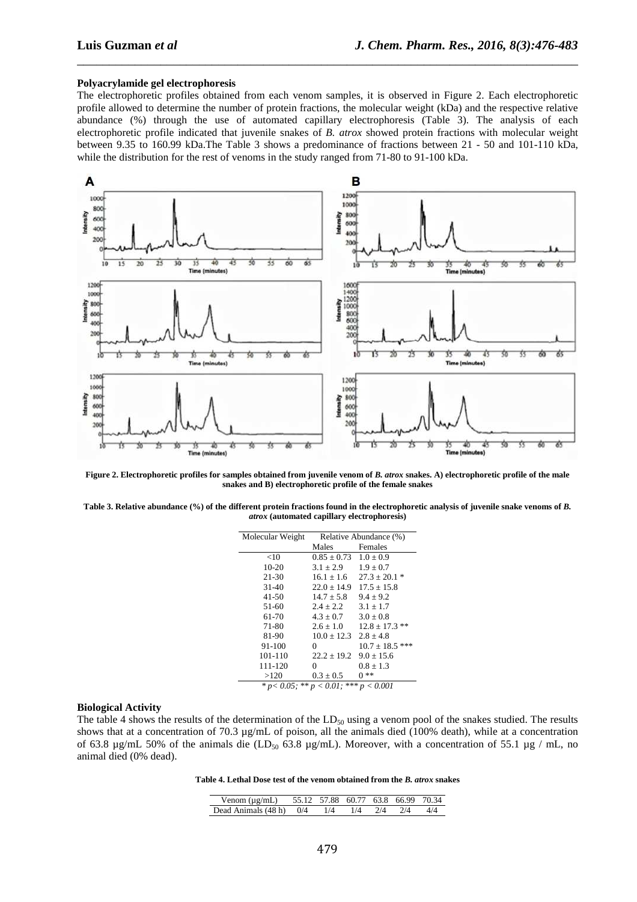### Polyacrylamide gel electrophoresis

The electrophoretic profiles obtained from each venom samples, it is observed in Figure 2. Each electrophoretic profile allowed to determine the number of protein fractions, the molecular weight (kDa) and the respective relative abundance (%) through the use of automated capillary electrophoresis (Table 3). The analysis of each electrophoretic profile indicated that juvenile snakes of *B. atrox* showed protein fractions with molecular weight between 9.35 to 160.99 kDa.The Table 3 shows a predominance of fractions between 21 - 50 and 101-110 kDa, while the distribution for the rest of venoms in the study ranged from 71-80 to 91-100 kDa.

**Figure 2. Electrophoretic profiles for samples obtained from juvenile venom of *B. atrox* snakes. A) electrophoretic profile of the male snakes and B) electrophoretic profile of the female snakes**

**Table 3. Relative abundance (%) of the different protein fractions found in the electrophoretic analysis of juvenile snake venoms of *B. atrox* (automated capillary electrophoresis)**

| Molecular Weight | Relative Abundance (%) | |
|---|---|---|
| | Males | Females |
| <10 | 0.85 ± 0.73 | 1.0 ± 0.9 |
| 10-20 | 3.1 ± 2.9 | 1.9 ± 0.7 |
| 21-30 | 16.1 ± 1.6 | 27.3 ± 20.1 * |
| 31-40 | 22.0 ± 14.9 | 17.5 ± 15.8 |
| 41-50 | 14.7 ± 5.8 | 9.4 ± 9.2 |
| 51-60 | 2.4 ± 2.2 | 3.1 ± 1.7 |
| 61-70 | 4.3 ± 0.7 | 3.0 ± 0.8 |
| 71-80 | 2.6 ± 1.0 | 12.8 ± 17.3 ** |
| 81-90 | 10.0 ± 12.3 | 2.8 ± 4.8 |
| 91-100 | 0 | 10.7 ± 18.5 *** |
| 101-110 | 22.2 ± 19.2 | 9.0 ± 15.6 |
| 111-120 | 0 | 0.8 ± 1.3 |
| >120 | 0.3 ± 0.5 | 0 ** |

* $p < 0.05$; ** $p < 0.01$; *** $p < 0.001$

### Biological Activity

The table 4 shows the results of the determination of the $LD_{50}$ using a venom pool of the snakes studied. The results shows that at a concentration of 70.3 µg/mL of poison, all the animals died (100% death), while at a concentration of 63.8 µg/mL 50% of the animals die ($LD_{50}$ 63.8 µg/mL). Moreover, with a concentration of 55.1 µg / mL, no animal died (0% dead).

**Table 4. Lethal Dose test of the venom obtained from the *B. atrox* snakes**

| Venom (µg/mL) | 55.12 | 57.88 | 60.77 | 63.8 | 66.99 | 70.34 |
|---|---|---|---|---|---|---|
| Dead Animals (48 h) | 0/4 | 1/4 | 1/4 | 2/4 | 2/4 | 4/4 |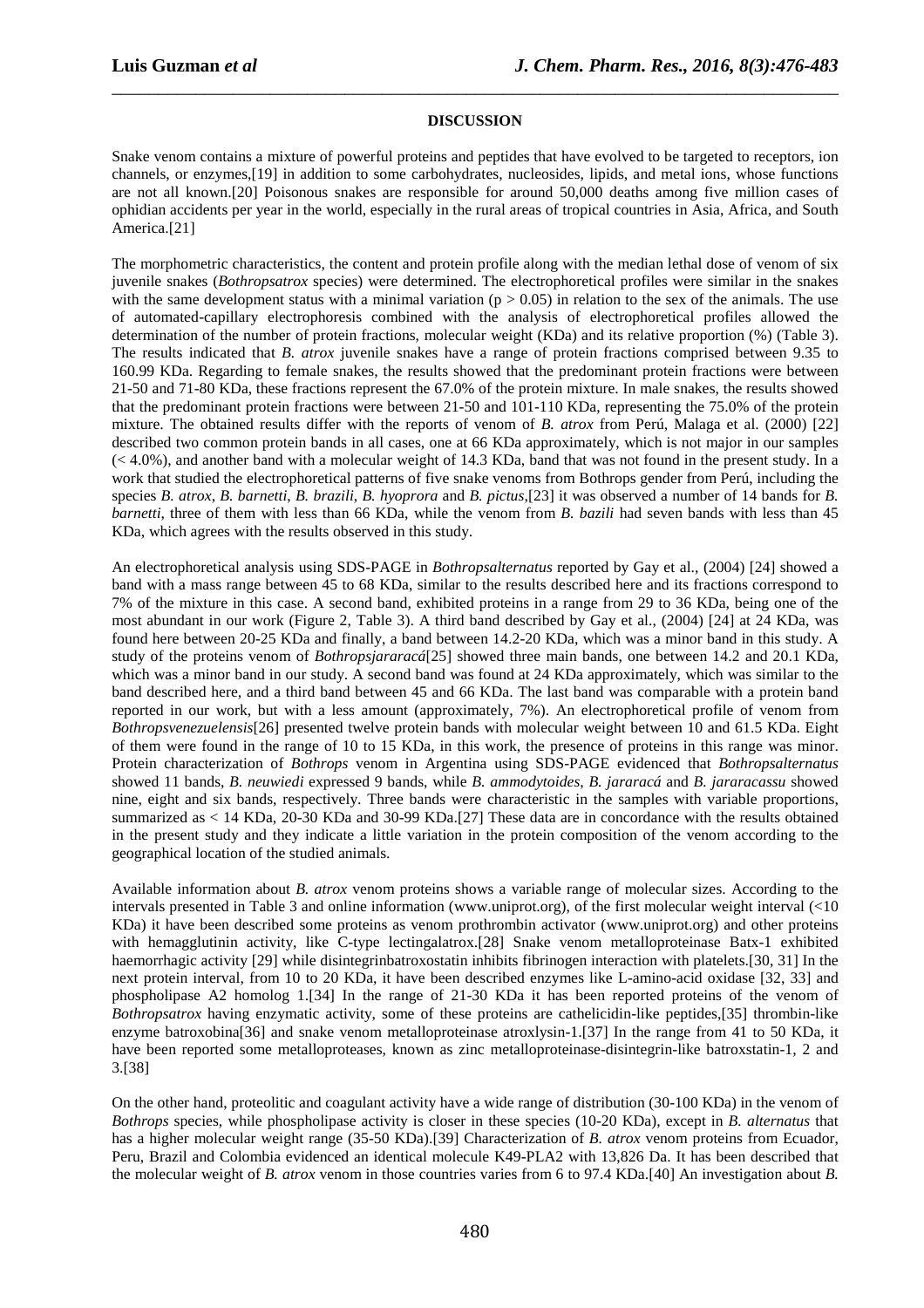## DISCUSSION

Snake venom contains a mixture of powerful proteins and peptides that have evolved to be targeted to receptors, ion channels, or enzymes,[19] in addition to some carbohydrates, nucleosides, lipids, and metal ions, whose functions are not all known.[20] Poisonous snakes are responsible for around 50,000 deaths among five million cases of ophidian accidents per year in the world, especially in the rural areas of tropical countries in Asia, Africa, and South America.[21]

The morphometric characteristics, the content and protein profile along with the median lethal dose of venom of six juvenile snakes (*Bothropsatrox* species) were determined. The electrophoretical profiles were similar in the snakes with the same development status with a minimal variation ($p > 0.05$) in relation to the sex of the animals. The use of automated-capillary electrophoresis combined with the analysis of electrophoretical profiles allowed the determination of the number of protein fractions, molecular weight (KDa) and its relative proportion (%) (Table 3). The results indicated that *B. atrox* juvenile snakes have a range of protein fractions comprised between 9.35 to 160.99 KDa. Regarding to female snakes, the results showed that the predominant protein fractions were between 21-50 and 71-80 KDa, these fractions represent the 67.0% of the protein mixture. In male snakes, the results showed that the predominant protein fractions were between 21-50 and 101-110 KDa, representing the 75.0% of the protein mixture. The obtained results differ with the reports of venom of *B. atrox* from Perú, Malaga et al. (2000) [22] described two common protein bands in all cases, one at 66 KDa approximately, which is not major in our samples (< 4.0%), and another band with a molecular weight of 14.3 KDa, band that was not found in the present study. In a work that studied the electrophoretical patterns of five snake venoms from Bothrops gender from Perú, including the species *B. atrox*, *B. barnetti*, *B. brazili*, *B. hyoprora* and *B. pictus*,[23] it was observed a number of 14 bands for *B. barnetti*, three of them with less than 66 KDa, while the venom from *B. bazili* had seven bands with less than 45 KDa, which agrees with the results observed in this study.

An electrophoretical analysis using SDS-PAGE in *Bothropsalternatus* reported by Gay et al., (2004) [24] showed a band with a mass range between 45 to 68 KDa, similar to the results described here and its fractions correspond to 7% of the mixture in this case. A second band, exhibited proteins in a range from 29 to 36 KDa, being one of the most abundant in our work (Figure 2, Table 3). A third band described by Gay et al., (2004) [24] at 24 KDa, was found here between 20-25 KDa and finally, a band between 14.2-20 KDa, which was a minor band in this study. A study of the proteins venom of *Bothropsjararacá*[25] showed three main bands, one between 14.2 and 20.1 KDa, which was a minor band in our study. A second band was found at 24 KDa approximately, which was similar to the band described here, and a third band between 45 and 66 KDa. The last band was comparable with a protein band reported in our work, but with a less amount (approximately, 7%). An electrophoretical profile of venom from *Bothropsvenezuelensis*[26] presented twelve protein bands with molecular weight between 10 and 61.5 KDa. Eight of them were found in the range of 10 to 15 KDa, in this work, the presence of proteins in this range was minor. Protein characterization of *Bothrops* venom in Argentina using SDS-PAGE evidenced that *Bothropsalternatus* showed 11 bands, *B. neuwiedi* expressed 9 bands, while *B. ammodytoides*, *B. jararacá* and *B. jararacassu* showed nine, eight and six bands, respectively. Three bands were characteristic in the samples with variable proportions, summarized as < 14 KDa, 20-30 KDa and 30-99 KDa.[27] These data are in concordance with the results obtained in the present study and they indicate a little variation in the protein composition of the venom according to the geographical location of the studied animals.

Available information about *B. atrox* venom proteins shows a variable range of molecular sizes. According to the intervals presented in Table 3 and online information (www.uniprot.org), of the first molecular weight interval (<10 KDa) it have been described some proteins as venom prothrombin activator (www.uniprot.org) and other proteins with hemagglutinin activity, like C-type lectingalatrox.[28] Snake venom metalloproteinase Batx-1 exhibited haemorrhagic activity [29] while disintegrinbatroxostatin inhibits fibrinogen interaction with platelets.[30, 31] In the next protein interval, from 10 to 20 KDa, it have been described enzymes like L-amino-acid oxidase [32, 33] and phospholipase A2 homolog 1.[34] In the range of 21-30 KDa it has been reported proteins of the venom of *Bothropsatrox* having enzymatic activity, some of these proteins are cathelicidin-like peptides,[35] thrombin-like enzyme batroxobina[36] and snake venom metalloproteinase atroxlysin-1.[37] In the range from 41 to 50 KDa, it have been reported some metalloproteases, known as zinc metalloproteinase-disintegrin-like batroxstatin-1, 2 and 3.[38]

On the other hand, proteolitic and coagulant activity have a wide range of distribution (30-100 KDa) in the venom of *Bothrops* species, while phospholipase activity is closer in these species (10-20 KDa), except in *B. alternatus* that has a higher molecular weight range (35-50 KDa).[39] Characterization of *B. atrox* venom proteins from Ecuador, Peru, Brazil and Colombia evidenced an identical molecule K49-PLA2 with 13,826 Da. It has been described that the molecular weight of *B. atrox* venom in those countries varies from 6 to 97.4 KDa.[40] An investigation about *B.*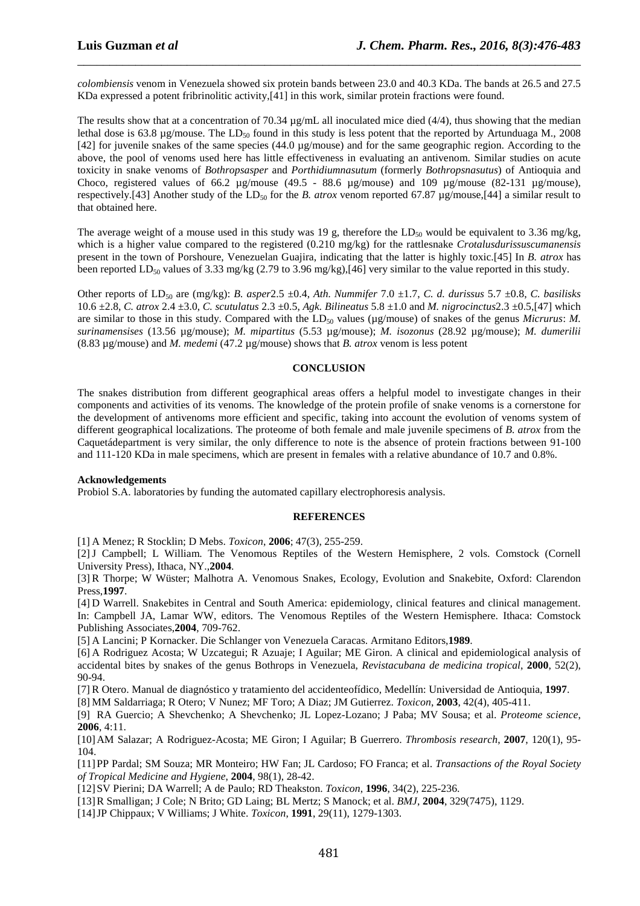*colombiensis* venom in Venezuela showed six protein bands between 23.0 and 40.3 KDa. The bands at 26.5 and 27.5 KDa expressed a potent fribrinolitic activity,[41] in this work, similar protein fractions were found.

The results show that at a concentration of 70.34 µg/mL all inoculated mice died (4/4), thus showing that the median lethal dose is 63.8 µg/mouse. The $LD_{50}$ found in this study is less potent that the reported by Artunduaga M., 2008 [42] for juvenile snakes of the same species (44.0 µg/mouse) and for the same geographic region. According to the above, the pool of venoms used here has little effectiveness in evaluating an antivenom. Similar studies on acute toxicity in snake venoms of *Bothropsasper* and *Porthidiumnasutum* (formerly *Bothropsnasutus*) of Antioquia and Choco, registered values of 66.2 µg/mouse (49.5 - 88.6 µg/mouse) and 109 µg/mouse (82-131 µg/mouse), respectively.[43] Another study of the $LD_{50}$ for the *B. atrox* venom reported 67.87 µg/mouse,[44] a similar result to that obtained here.

The average weight of a mouse used in this study was 19 g, therefore the $LD_{50}$ would be equivalent to 3.36 mg/kg, which is a higher value compared to the registered (0.210 mg/kg) for the rattlesnake *Crotalusdurissuscumanensis* present in the town of Porshoure, Venezuelan Guajira, indicating that the latter is highly toxic.[45] In *B. atrox* has been reported $LD_{50}$ values of 3.33 mg/kg (2.79 to 3.96 mg/kg),[46] very similar to the value reported in this study.

Other reports of $LD_{50}$ are (mg/kg): *B. asper*2.5 ±0.4, *Ath. Nummifer* 7.0 ±1.7, *C. d. durissus* 5.7 ±0.8, *C. basilisks* 10.6 ±2.8, *C. atrox* 2.4 ±3.0, *C. scutulatus* 2.3 ±0.5, *Agk. Bilineatus* 5.8 ±1.0 and *M. nigrocinctus*2.3 ±0.5,[47] which are similar to those in this study. Compared with the $LD_{50}$ values (µg/mouse) of snakes of the genus *Micrurus*: *M. surinamensises* (13.56 µg/mouse); *M. mipartitus* (5.53 µg/mouse); *M. isozonus* (28.92 µg/mouse); *M. dumerilii* (8.83 µg/mouse) and *M. medemi* (47.2 µg/mouse) shows that *B. atrox* venom is less potent

## CONCLUSION

The snakes distribution from different geographical areas offers a helpful model to investigate changes in their components and activities of its venoms. The knowledge of the protein profile of snake venoms is a cornerstone for the development of antivenoms more efficient and specific, taking into account the evolution of venoms system of different geographical localizations. The proteome of both female and male juvenile specimens of *B. atrox* from the Caquetádepartment is very similar, the only difference to note is the absence of protein fractions between 91-100 and 111-120 KDa in male specimens, which are present in females with a relative abundance of 10.7 and 0.8%.

**Acknowledgements**

Probiol S.A. laboratories by funding the automated capillary electrophoresis analysis.

## REFERENCES

[1] A Menez; R Stocklin; D Mebs. *Toxicon*, **2006**; 47(3), 255-259.

[2] J Campbell; L William. The Venomous Reptiles of the Western Hemisphere, 2 vols. Comstock (Cornell University Press), Ithaca, NY.,**2004**.

[3] R Thorpe; W Wüster; Malhotra A. Venomous Snakes, Ecology, Evolution and Snakebite, Oxford: Clarendon Press,**1997**.

[4] D Warrell. Snakebites in Central and South America: epidemiology, clinical features and clinical management. In: Campbell JA, Lamar WW, editors. The Venomous Reptiles of the Western Hemisphere. Ithaca: Comstock Publishing Associates,**2004**, 709-762.

[5] A Lancini; P Kornacker. Die Schlanger von Venezuela Caracas. Armitano Editors,**1989**.

[6] A Rodriguez Acosta; W Uzcategui; R Azuaje; I Aguilar; ME Giron. A clinical and epidemiological analysis of accidental bites by snakes of the genus Bothrops in Venezuela, *Revistacubana de medicina tropical*, **2000**, 52(2), 90-94.

[7] R Otero. Manual de diagnóstico y tratamiento del accidenteofídico, Medellín: Universidad de Antioquia, **1997**.

[8] MM Saldarriaga; R Otero; V Nunez; MF Toro; A Diaz; JM Gutierrez. *Toxicon*, **2003**, 42(4), 405-411.

[9] RA Guercio; A Shevchenko; A Shevchenko; JL Lopez-Lozano; J Paba; MV Sousa; et al. *Proteome science*, **2006**, 4:11.

[10] AM Salazar; A Rodriguez-Acosta; ME Giron; I Aguilar; B Guerrero. *Thrombosis research*, **2007**, 120(1), 95-104.

[11] PP Pardal; SM Souza; MR Monteiro; HW Fan; JL Cardoso; FO Franca; et al. *Transactions of the Royal Society of Tropical Medicine and Hygiene*, **2004**, 98(1), 28-42.

[12] SV Pierini; DA Warrell; A de Paulo; RD Theakston. *Toxicon*, **1996**, 34(2), 225-236.

[13] R Smalligan; J Cole; N Brito; GD Laing; BL Mertz; S Manock; et al. *BMJ*, **2004**, 329(7475), 1129.

[14] JP Chippaux; V Williams; J White. *Toxicon*, **1991**, 29(11), 1279-1303.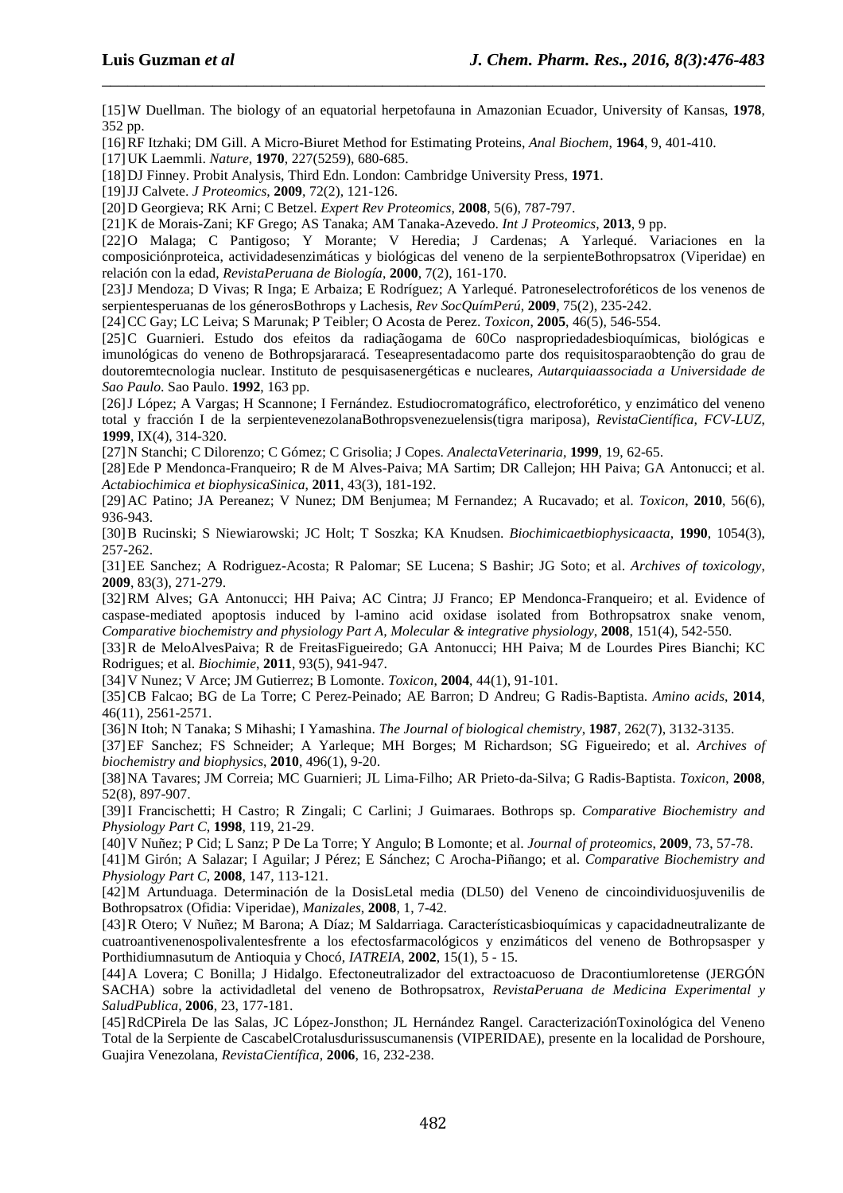[15] W Duellman. The biology of an equatorial herpetofauna in Amazonian Ecuador, University of Kansas, **1978**, 352 pp.

[16] RF Itzhaki; DM Gill. A Micro-Biuret Method for Estimating Proteins, *Anal Biochem*, **1964**, 9, 401-410.

[17] UK Laemmli. *Nature*, **1970**, 227(5259), 680-685.

[18] DJ Finney. Probit Analysis, Third Edn. London: Cambridge University Press, **1971**.

[19] JJ Calvete. *J Proteomics*, **2009**, 72(2), 121-126.

[20] D Georgieva; RK Arni; C Betzel. *Expert Rev Proteomics*, **2008**, 5(6), 787-797.

[21] K de Morais-Zani; KF Grego; AS Tanaka; AM Tanaka-Azevedo. *Int J Proteomics*, **2013**, 9 pp.

[22] O Malaga; C Pantigoso; Y Morante; V Heredia; J Cardenas; A Yarlequé. Variaciones en la composiciónproteica, actividadesenzimáticas y biológicas del veneno de la serpienteBothropsatrox (Viperidae) en relación con la edad, *RevistaPeruana de Biología*, **2000**, 7(2), 161-170.

[23] J Mendoza; D Vivas; R Inga; E Arbaiza; E Rodríguez; A Yarlequé. Patroneselectroforéticos de los venenos de serpientesperuanas de los génerosBothrops y Lachesis, *Rev SocQuímPerú*, **2009**, 75(2), 235-242.

[24] CC Gay; LC Leiva; S Marunak; P Teibler; O Acosta de Perez. *Toxicon*, **2005**, 46(5), 546-554.

[25] C Guarnieri. Estudo dos efeitos da radiaçãogama de 60Co naspropriedadesbioquímicas, biológicas e imunológicas do veneno de Bothropsjararacá. Teseapresentadacomo parte dos requisitosparaobtenção do grau de doutoremtecnologia nuclear. Instituto de pesquisasenergéticas e nucleares, *Autarquiaassociada a Universidade de Sao Paulo*. Sao Paulo. **1992**, 163 pp.

[26] J López; A Vargas; H Scannone; I Fernández. Estudiocromatográfico, electroforético, y enzimático del veneno total y fracción I de la serpientevenezolanaBothropsvenezuelensis(tigra mariposa), *RevistaCientífica, FCV-LUZ*, **1999**, IX(4), 314-320.

[27] N Stanchi; C Dilorenzo; C Gómez; C Grisolia; J Copes. *AnalectaVeterinaria*, **1999**, 19, 62-65.

[28] Ede P Mendonca-Franqueiro; R de M Alves-Paiva; MA Sartim; DR Callejon; HH Paiva; GA Antonucci; et al. *Actabiochimica et biophysicaSinica*, **2011**, 43(3), 181-192.

[29] AC Patino; JA Pereanez; V Nunez; DM Benjumea; M Fernandez; A Rucavado; et al. *Toxicon*, **2010**, 56(6), 936-943.

[30] B Rucinski; S Niewiarowski; JC Holt; T Soszka; KA Knudsen. *Biochimicaetbiophysicaacta*, **1990**, 1054(3), 257-262.

[31] EE Sanchez; A Rodriguez-Acosta; R Palomar; SE Lucena; S Bashir; JG Soto; et al. *Archives of toxicology*, **2009**, 83(3), 271-279.

[32] RM Alves; GA Antonucci; HH Paiva; AC Cintra; JJ Franco; EP Mendonca-Franqueiro; et al. Evidence of caspase-mediated apoptosis induced by l-amino acid oxidase isolated from Bothropsatrox snake venom, *Comparative biochemistry and physiology Part A, Molecular & integrative physiology*, **2008**, 151(4), 542-550.

[33] R de MeloAlvesPaiva; R de FreitasFigueiredo; GA Antonucci; HH Paiva; M de Lourdes Pires Bianchi; KC Rodrigues; et al. *Biochimie*, **2011**, 93(5), 941-947.

[34] V Nunez; V Arce; JM Gutierrez; B Lomonte. *Toxicon*, **2004**, 44(1), 91-101.

[35] CB Falcao; BG de La Torre; C Perez-Peinado; AE Barron; D Andreu; G Radis-Baptista. *Amino acids*, **2014**, 46(11), 2561-2571.

[36] N Itoh; N Tanaka; S Mihashi; I Yamashina. *The Journal of biological chemistry*, **1987**, 262(7), 3132-3135.

[37] EF Sanchez; FS Schneider; A Yarleque; MH Borges; M Richardson; SG Figueiredo; et al. *Archives of biochemistry and biophysics*, **2010**, 496(1), 9-20.

[38] NA Tavares; JM Correia; MC Guarnieri; JL Lima-Filho; AR Prieto-da-Silva; G Radis-Baptista. *Toxicon*, **2008**, 52(8), 897-907.

[39] I Francischetti; H Castro; R Zingali; C Carlini; J Guimaraes. Bothrops sp. *Comparative Biochemistry and Physiology Part C*, **1998**, 119, 21-29.

[40] V Nuñez; P Cid; L Sanz; P De La Torre; Y Angulo; B Lomonte; et al. *Journal of proteomics*, **2009**, 73, 57-78.

[41] M Girón; A Salazar; I Aguilar; J Pérez; E Sánchez; C Arocha-Piñango; et al. *Comparative Biochemistry and Physiology Part C*, **2008**, 147, 113-121.

[42] M Artunduaga. Determinación de la DosisLetal media (DL50) del Veneno de cincoindividuosjuvenilis de Bothropsatrox (Ofidia: Viperidae), *Manizales*, **2008**, 1, 7-42.

[43] R Otero; V Nuñez; M Barona; A Díaz; M Saldarriaga. Característicasbioquímicas y capacidadneutralizante de cuatroantivenenospolivalentesfrente a los efectosfarmacológicos y enzimáticos del veneno de Bothropsasper y Porthidiumnasutum de Antioquia y Chocó, *IATREIA*, **2002**, 15(1), 5 - 15.

[44] A Lovera; C Bonilla; J Hidalgo. Efectoneutralizador del extractoacuoso de Dracontiumloretense (JERGÓN SACHA) sobre la actividadletal del veneno de Bothropsatrox, *RevistaPeruana de Medicina Experimental y SaludPublica*, **2006**, 23, 177-181.

[45] RdCPirela De las Salas, JC López-Jonsthon; JL Hernández Rangel. CaracterizaciónToxinológica del Veneno Total de la Serpiente de CascabelCrotalusdurissuscumanensis (VIPERIDAE), presente en la localidad de Porshoure, Guajira Venezolana, *RevistaCientífica*, **2006**, 16, 232-238.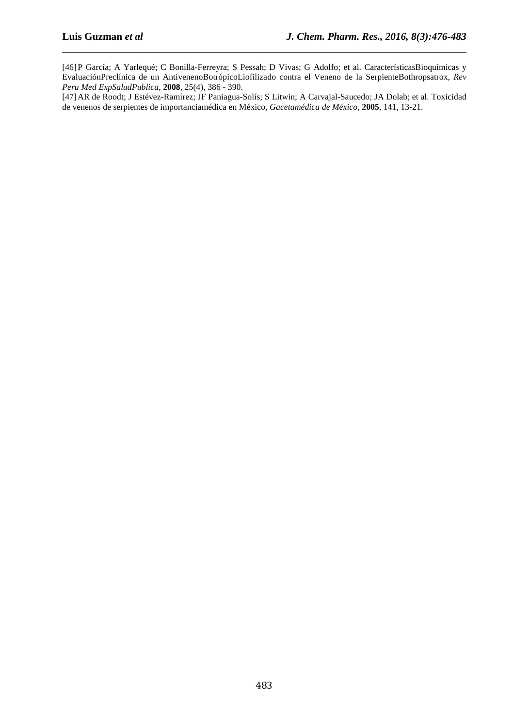[46] P García; A Yarlequé; C Bonilla-Ferreyra; S Pessah; D Vivas; G Adolfo; et al. CaracterísticasBioquímicas y EvaluaciónPreclínica de un AntivenenoBotrópicoLiofilizado contra el Veneno de la SerpienteBothropsatrox, *Rev Peru Med ExpSaludPublica*, **2008**, 25(4), 386 - 390.

[47] AR de Roodt; J Estévez-Ramírez; JF Paniagua-Solís; S Litwin; A Carvajal-Saucedo; JA Dolab; et al. Toxicidad de venenos de serpientes de importanciamédica en México, *Gacetamédica de México*, **2005**, 141, 13-21.